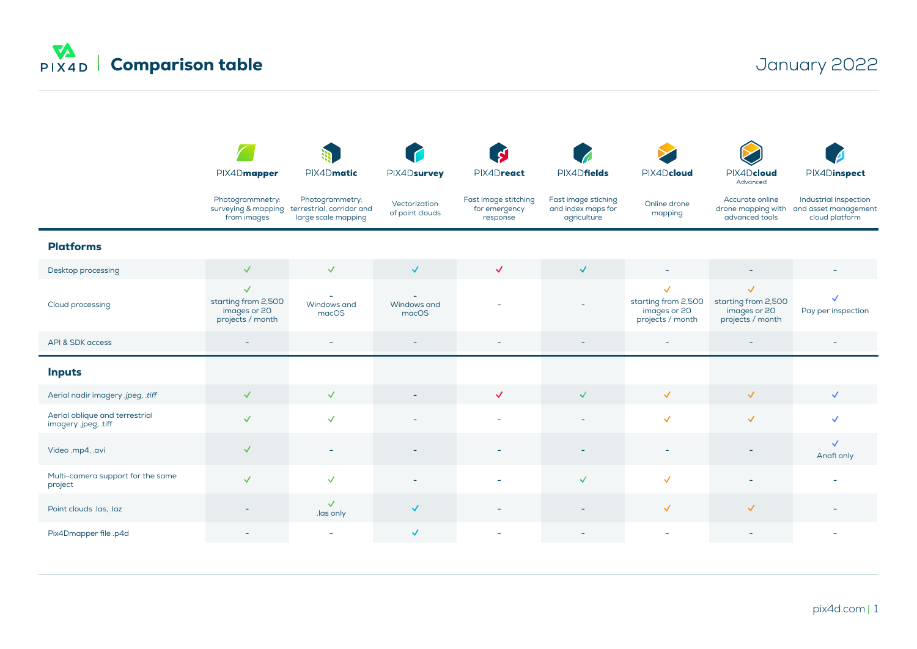# Comparison table

January 2022

| | PIX4Dmapper | PIX4Dmatic | PIX4Dsurvey | PIX4Dreact | PIX4Dfields | PIX4Dcloud | PIX4Dcloud Advanced | PIX4Dinspect |
|---|---|---|---|---|---|---|---|---|
| | Photogrammnetry: surveying & mapping from images | Photogrammetry: terrestrial, corridor and large scale mapping | Vectorization of point clouds | Fast image stitching for emergency response | Fast image stiching and index maps for agriculture | Online drone mapping | Accurate online drone mapping with advanced tools | Industrial inspection and asset management cloud platform |
| **Platforms** | | | | | | | | |
| Desktop processing | ✓ | ✓ | ✓ | ✓ | ✓ | - | - | - |
| Cloud processing | ✓ starting from 2,500 images or 20 projects / month | - Windows and macOS | - Windows and macOS | - | - | ✓ starting from 2,500 images or 20 projects / month | ✓ starting from 2,500 images or 20 projects / month | ✓ Pay per inspection |
| API & SDK access | - | - | - | - | - | - | - | - |
| **Inputs** | | | | | | | | |
| Aerial nadir imagery *.jpeg, .tiff* | ✓ | ✓ | - | ✓ | ✓ | ✓ | ✓ | ✓ |
| Aerial oblique and terrestrial imagery .jpeg, .tiff | ✓ | ✓ | - | - | - | ✓ | ✓ | ✓ |
| Video .mp4, .avi | ✓ | - | - | - | - | - | - | ✓ Anafi only |
| Multi-camera support for the same project | ✓ | ✓ | - | - | ✓ | ✓ | - | - |
| Point clouds .las, .laz | - | ✓ .las only | ✓ | - | - | ✓ | ✓ | - |
| Pix4Dmapper file .p4d | - | - | ✓ | - | - | - | - | - |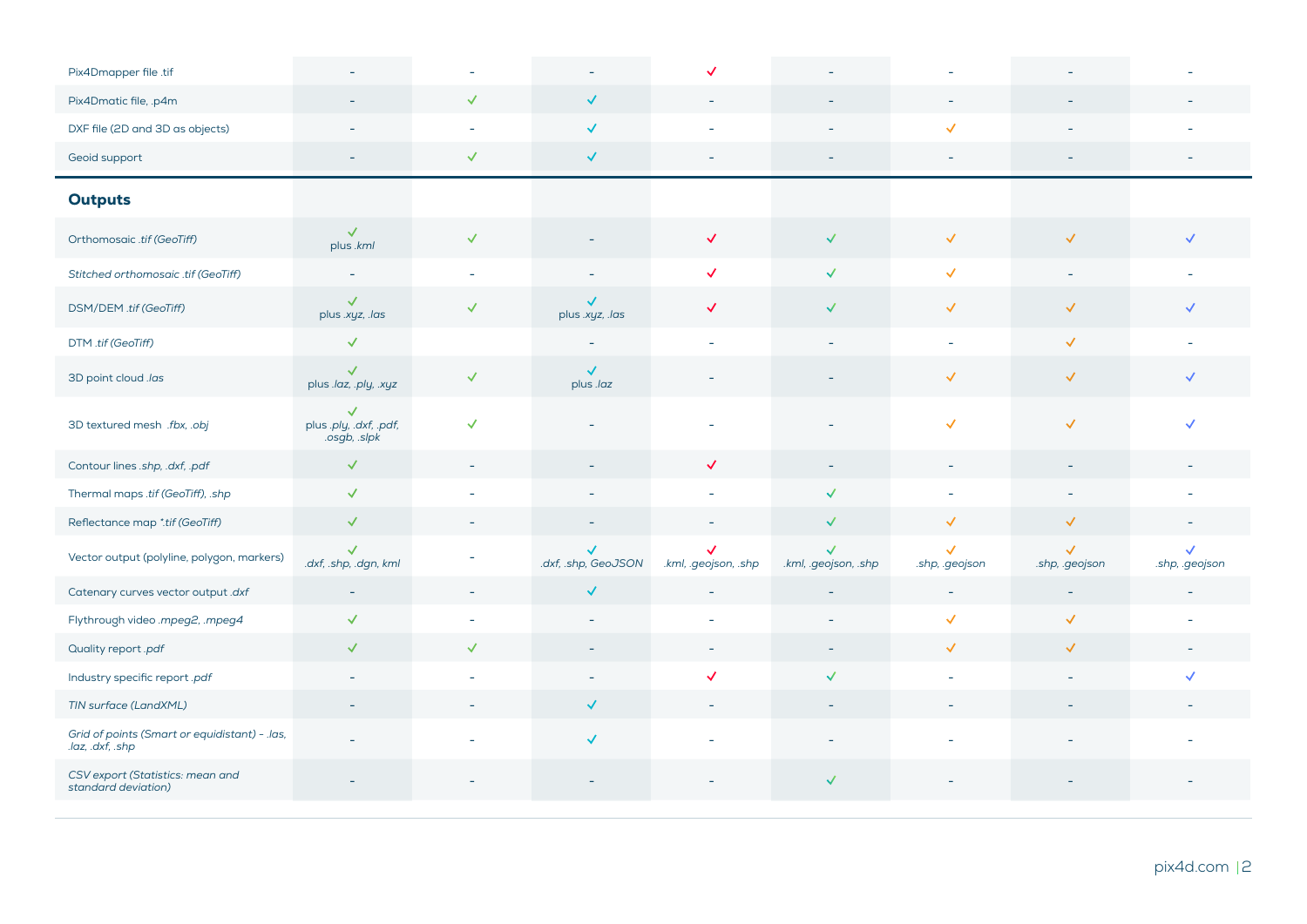| | | | | | | | | |
|---|---|---|---|---|---|---|---|---|
| Pix4Dmapper file .tif | - | - | - | ✓ | - | - | - | - |
| Pix4Dmatic file, .p4m | - | ✓ | ✓ | - | - | - | - | - |
| DXF file (2D and 3D as objects) | - | - | ✓ | - | - | ✓ | - | - |
| Geoid support | - | ✓ | ✓ | - | - | - | - | - |
| **Outputs** | | | | | | | | |
| Orthomosaic *.tif (GeoTiff)* | ✓ plus *.kml* | ✓ | - | ✓ | ✓ | ✓ | ✓ | ✓ |
| *Stitched orthomosaic .tif (GeoTiff)* | - | - | - | ✓ | ✓ | ✓ | - | - |
| DSM/DEM *.tif (GeoTiff)* | ✓ plus *.xyz, .las* | ✓ | ✓ plus *.xyz, .las* | ✓ | ✓ | ✓ | ✓ | ✓ |
| DTM *.tif (GeoTiff)* | ✓ | | - | - | - | - | ✓ | - |
| 3D point cloud *.las* | ✓ plus *.laz, .ply, .xyz* | ✓ | ✓ plus *.laz* | - | - | ✓ | ✓ | ✓ |
| 3D textured mesh *.fbx, .obj* | ✓ plus *.ply, .dxf, .pdf, .osgb, .slpk* | ✓ | - | - | - | ✓ | ✓ | ✓ |
| Contour lines *.shp, .dxf, .pdf* | ✓ | - | - | ✓ | - | - | - | - |
| Thermal maps *.tif (GeoTiff), .shp* | ✓ | - | - | - | ✓ | - | - | - |
| Reflectance map *\*.tif (GeoTiff)* | ✓ | - | - | - | ✓ | ✓ | ✓ | - |
| Vector output (polyline, polygon, markers) | ✓ *.dxf, .shp, .dgn, kml* | - | ✓ *.dxf, .shp, GeoJSON* | ✓ *.kml, .geojson, .shp* | ✓ *.kml, .geojson, .shp* | ✓ *.shp, .geojson* | ✓ *.shp, .geojson* | ✓ *.shp, .geojson* |
| Catenary curves vector output *.dxf* | - | - | ✓ | - | - | - | - | - |
| Flythrough video *.mpeg2, .mpeg4* | ✓ | - | - | - | - | ✓ | ✓ | - |
| Quality report *.pdf* | ✓ | ✓ | - | - | - | ✓ | ✓ | - |
| Industry specific report *.pdf* | - | - | - | ✓ | ✓ | - | - | ✓ |
| *TIN surface (LandXML)* | - | - | ✓ | - | - | - | - | - |
| *Grid of points (Smart or equidistant) - .las, .laz, .dxf, .shp* | - | - | ✓ | - | - | - | - | - |
| *CSV export (Statistics: mean and standard deviation)* | - | - | - | - | ✓ | - | - | - |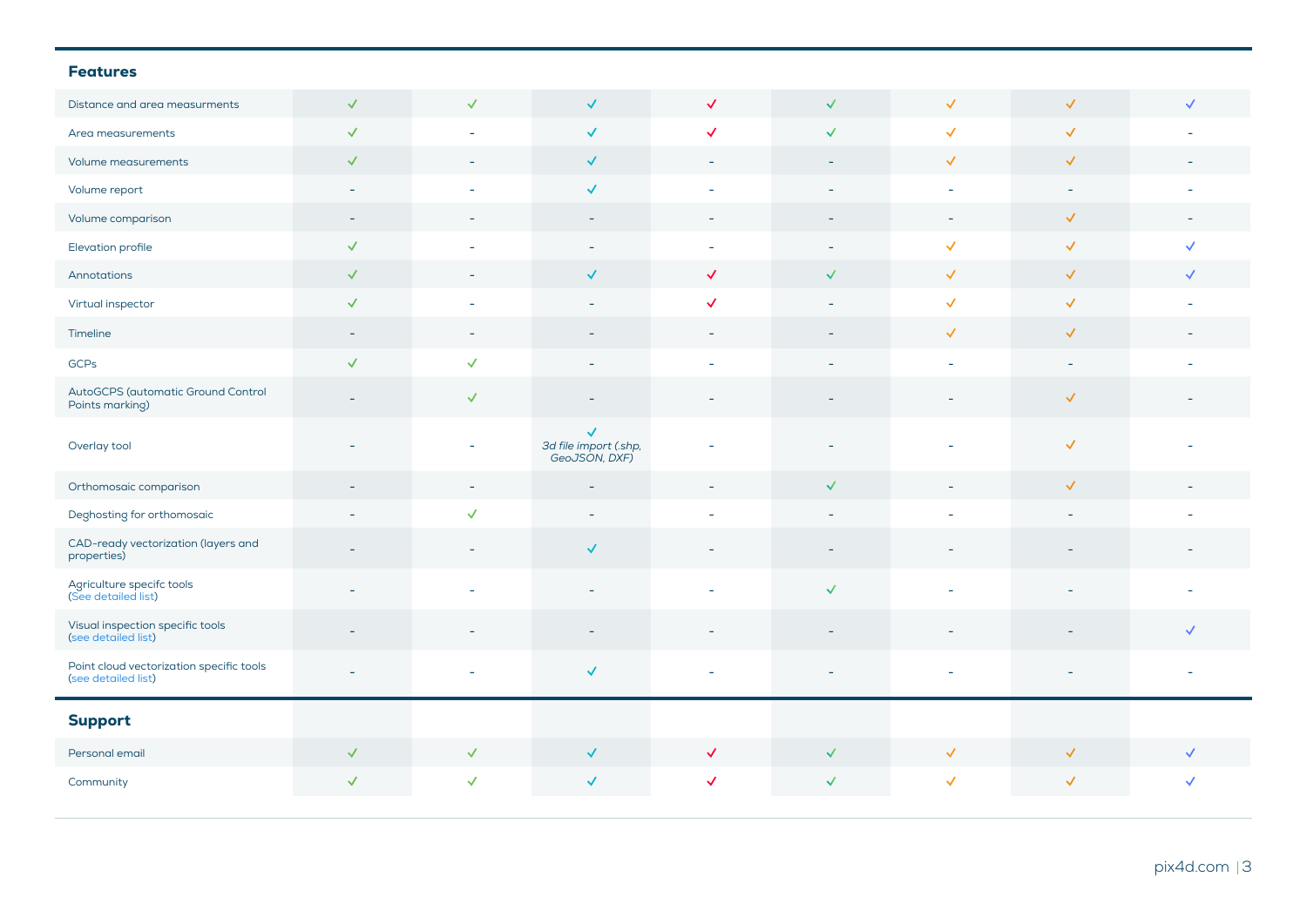| | | | | | | | | |
|---|---|---|---|---|---|---|---|---|
| **Features** | | | | | | | | |
| Distance and area measurments | ✓ | ✓ | ✓ | ✓ | ✓ | ✓ | ✓ | ✓ |
| Area measurements | ✓ | - | ✓ | ✓ | ✓ | ✓ | ✓ | - |
| Volume measurements | ✓ | - | ✓ | - | - | ✓ | ✓ | - |
| Volume report | - | - | ✓ | - | - | - | - | - |
| Volume comparison | - | - | - | - | - | - | ✓ | - |
| Elevation profile | ✓ | - | - | - | - | ✓ | ✓ | ✓ |
| Annotations | ✓ | - | ✓ | ✓ | ✓ | ✓ | ✓ | ✓ |
| Virtual inspector | ✓ | - | - | ✓ | - | ✓ | ✓ | - |
| Timeline | - | - | - | - | - | ✓ | ✓ | - |
| GCPs | ✓ | ✓ | - | - | - | - | - | - |
| AutoGCPS (automatic Ground Control Points marking) | - | ✓ | - | - | - | - | ✓ | - |
| Overlay tool | - | - | ✓ *3d file import (.shp, GeoJSON, DXF)* | - | - | - | ✓ | - |
| Orthomosaic comparison | - | - | - | - | ✓ | - | ✓ | - |
| Deghosting for orthomosaic | - | ✓ | - | - | - | - | - | - |
| CAD-ready vectorization (layers and properties) | - | - | ✓ | - | - | - | - | - |
| Agriculture specifc tools (See detailed list) | - | - | - | - | ✓ | - | - | - |
| Visual inspection specific tools (see detailed list) | - | - | - | - | - | - | - | ✓ |
| Point cloud vectorization specific tools (see detailed list) | - | - | ✓ | - | - | - | - | - |
| **Support** | | | | | | | | |
| Personal email | ✓ | ✓ | ✓ | ✓ | ✓ | ✓ | ✓ | ✓ |
| Community | ✓ | ✓ | ✓ | ✓ | ✓ | ✓ | ✓ | ✓ |